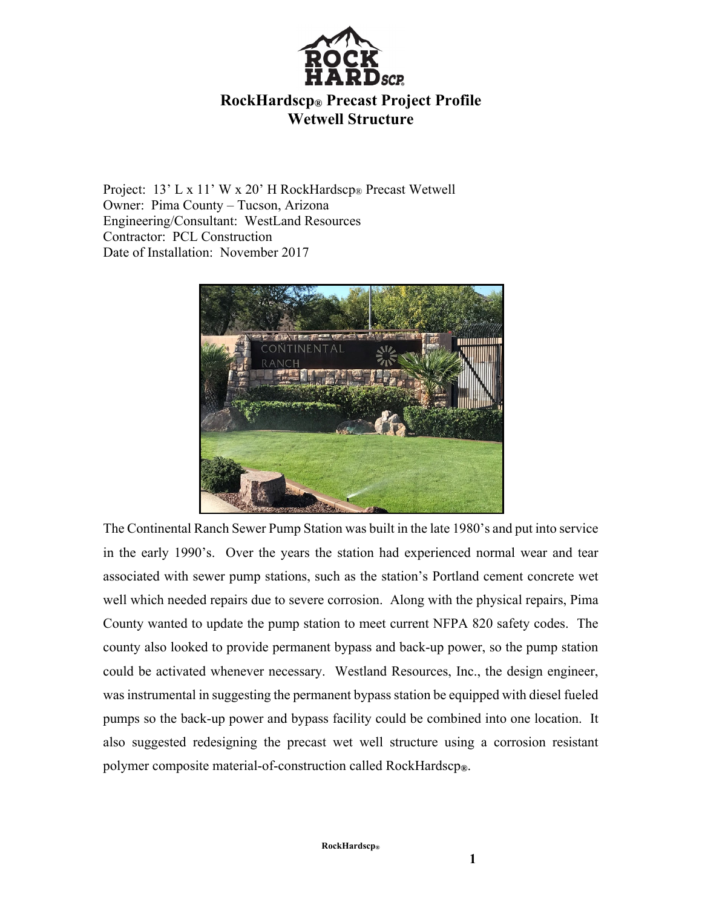# RockHardscp® Precast Project Profile
## Wetwell Structure

Project: 13' L x 11' W x 20' H RockHardscp® Precast Wetwell
Owner: Pima County – Tucson, Arizona
Engineering/Consultant: WestLand Resources
Contractor: PCL Construction
Date of Installation: November 2017

The Continental Ranch Sewer Pump Station was built in the late 1980's and put into service in the early 1990's. Over the years the station had experienced normal wear and tear associated with sewer pump stations, such as the station's Portland cement concrete wet well which needed repairs due to severe corrosion. Along with the physical repairs, Pima County wanted to update the pump station to meet current NFPA 820 safety codes. The county also looked to provide permanent bypass and back-up power, so the pump station could be activated whenever necessary. Westland Resources, Inc., the design engineer, was instrumental in suggesting the permanent bypass station be equipped with diesel fueled pumps so the back-up power and bypass facility could be combined into one location. It also suggested redesigning the precast wet well structure using a corrosion resistant polymer composite material-of-construction called RockHardscp®.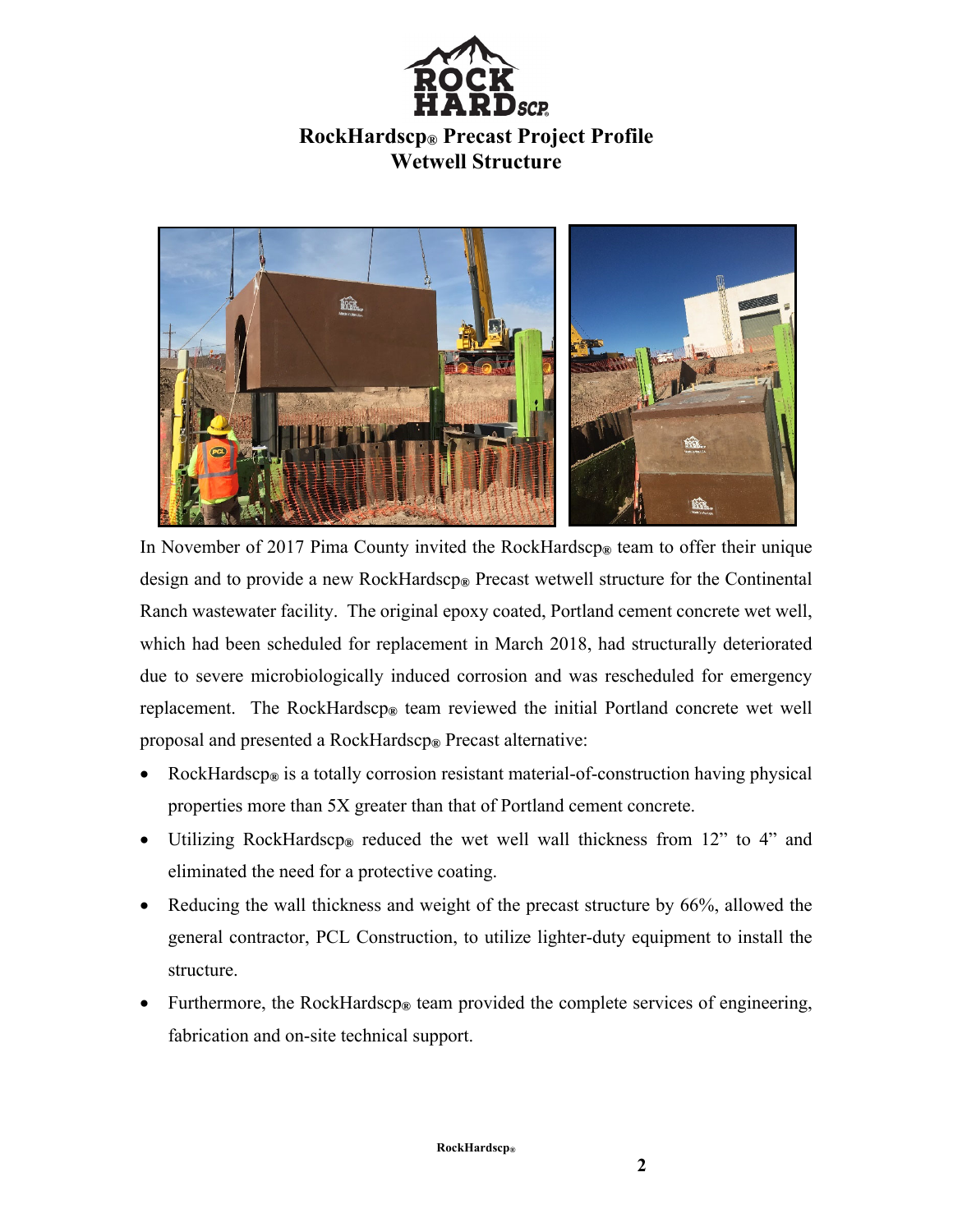# RockHardscp® Precast Project Profile
## Wetwell Structure

In November of 2017 Pima County invited the RockHardscp® team to offer their unique design and to provide a new RockHardscp® Precast wetwell structure for the Continental Ranch wastewater facility. The original epoxy coated, Portland cement concrete wet well, which had been scheduled for replacement in March 2018, had structurally deteriorated due to severe microbiologically induced corrosion and was rescheduled for emergency replacement. The RockHardscp® team reviewed the initial Portland concrete wet well proposal and presented a RockHardscp® Precast alternative:

- RockHardscp® is a totally corrosion resistant material-of-construction having physical properties more than 5X greater than that of Portland cement concrete.
- Utilizing RockHardscp® reduced the wet well wall thickness from 12" to 4" and eliminated the need for a protective coating.
- Reducing the wall thickness and weight of the precast structure by 66%, allowed the general contractor, PCL Construction, to utilize lighter-duty equipment to install the structure.
- Furthermore, the RockHardscp® team provided the complete services of engineering, fabrication and on-site technical support.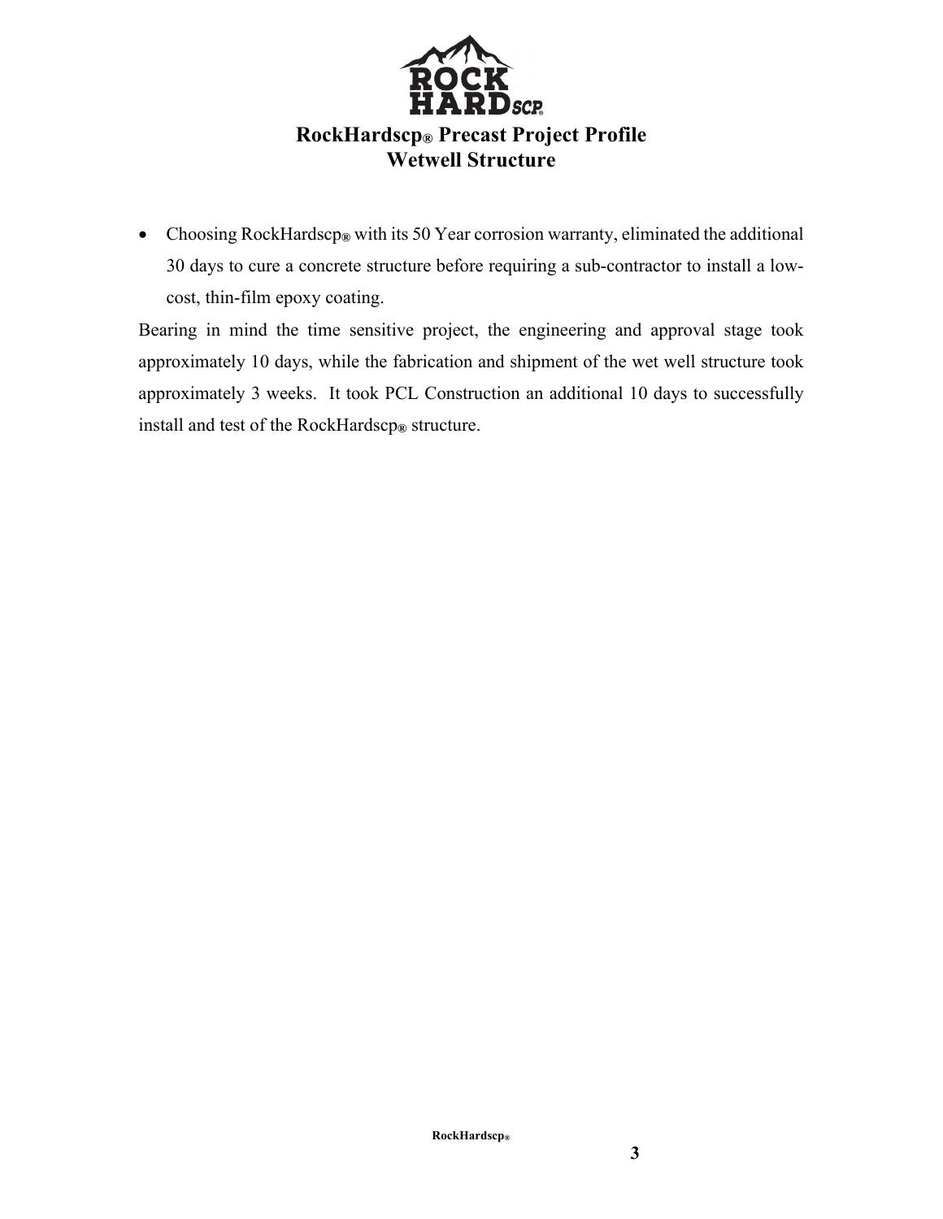- Choosing RockHardscp® with its 50 Year corrosion warranty, eliminated the additional 30 days to cure a concrete structure before requiring a sub-contractor to install a low-cost, thin-film epoxy coating.

Bearing in mind the time sensitive project, the engineering and approval stage took approximately 10 days, while the fabrication and shipment of the wet well structure took approximately 3 weeks. It took PCL Construction an additional 10 days to successfully install and test of the RockHardscp® structure.